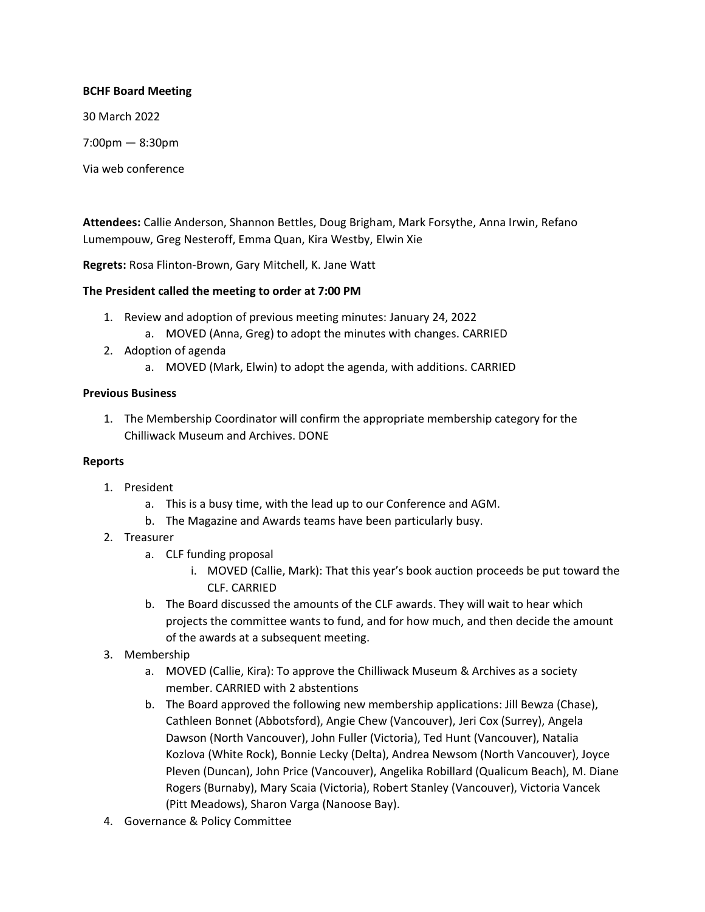**BCHF Board Meeting**

30 March 2022

7:00pm — 8:30pm

Via web conference

**Attendees:** Callie Anderson, Shannon Bettles, Doug Brigham, Mark Forsythe, Anna Irwin, Refano Lumempouw, Greg Nesteroff, Emma Quan, Kira Westby, Elwin Xie

**Regrets:** Rosa Flinton-Brown, Gary Mitchell, K. Jane Watt

**The President called the meeting to order at 7:00 PM**

1. Review and adoption of previous meeting minutes: January 24, 2022
    a. MOVED (Anna, Greg) to adopt the minutes with changes. CARRIED
2. Adoption of agenda
    a. MOVED (Mark, Elwin) to adopt the agenda, with additions. CARRIED

**Previous Business**

1. The Membership Coordinator will confirm the appropriate membership category for the Chilliwack Museum and Archives. DONE

**Reports**

1. President
    a. This is a busy time, with the lead up to our Conference and AGM.
    b. The Magazine and Awards teams have been particularly busy.
2. Treasurer
    a. CLF funding proposal
        i. MOVED (Callie, Mark): That this year's book auction proceeds be put toward the CLF. CARRIED
    b. The Board discussed the amounts of the CLF awards. They will wait to hear which projects the committee wants to fund, and for how much, and then decide the amount of the awards at a subsequent meeting.
3. Membership
    a. MOVED (Callie, Kira): To approve the Chilliwack Museum & Archives as a society member. CARRIED with 2 abstentions
    b. The Board approved the following new membership applications: Jill Bewza (Chase), Cathleen Bonnet (Abbotsford), Angie Chew (Vancouver), Jeri Cox (Surrey), Angela Dawson (North Vancouver), John Fuller (Victoria), Ted Hunt (Vancouver), Natalia Kozlova (White Rock), Bonnie Lecky (Delta), Andrea Newsom (North Vancouver), Joyce Pleven (Duncan), John Price (Vancouver), Angelika Robillard (Qualicum Beach), M. Diane Rogers (Burnaby), Mary Scaia (Victoria), Robert Stanley (Vancouver), Victoria Vancek (Pitt Meadows), Sharon Varga (Nanoose Bay).
4. Governance & Policy Committee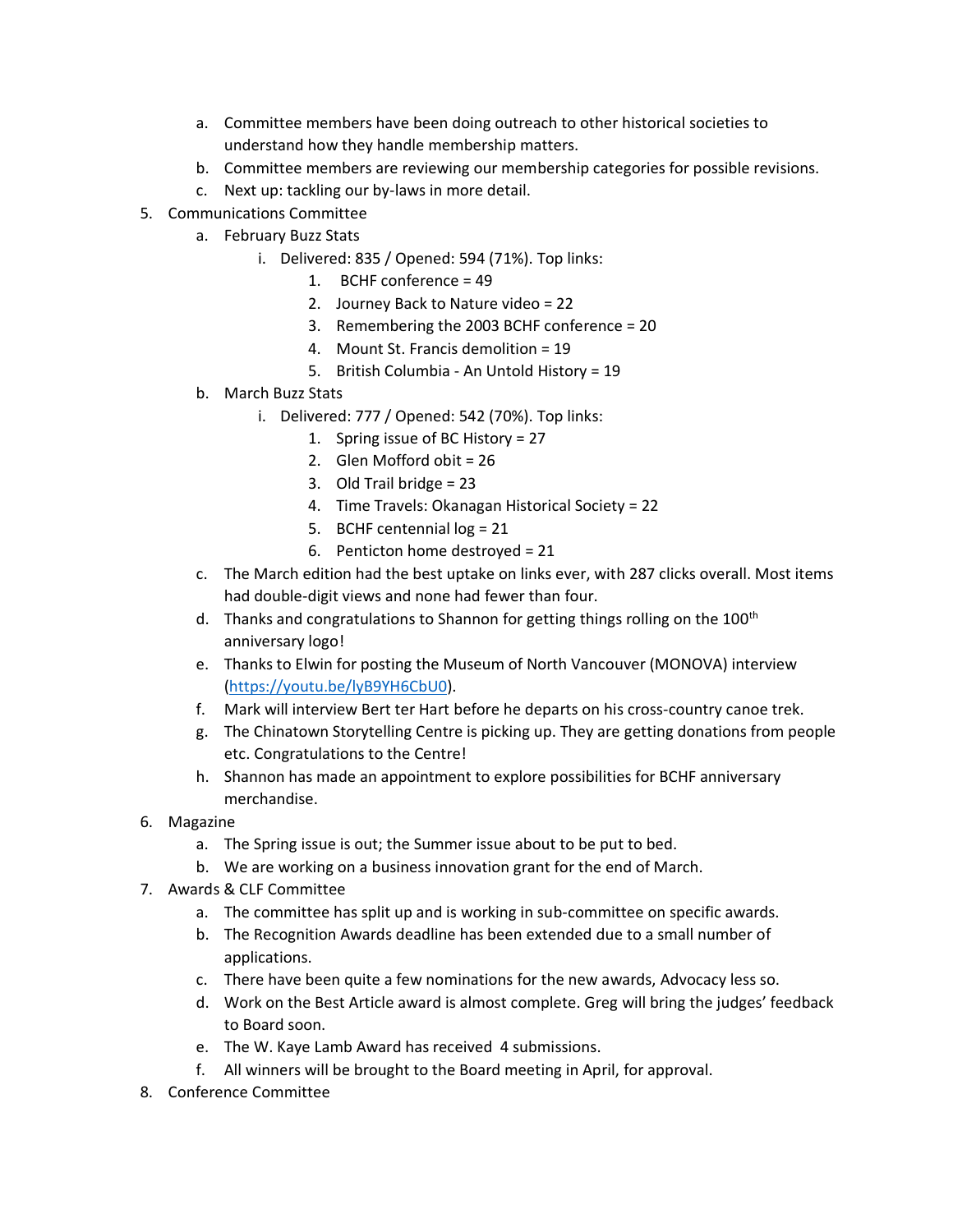a. Committee members have been doing outreach to other historical societies to understand how they handle membership matters.
   b. Committee members are reviewing our membership categories for possible revisions.
   c. Next up: tackling our by-laws in more detail.

5. Communications Committee
   a. February Buzz Stats
      i. Delivered: 835 / Opened: 594 (71%). Top links:
         1. BCHF conference = 49
         2. Journey Back to Nature video = 22
         3. Remembering the 2003 BCHF conference = 20
         4. Mount St. Francis demolition = 19
         5. British Columbia - An Untold History = 19
   b. March Buzz Stats
      i. Delivered: 777 / Opened: 542 (70%). Top links:
         1. Spring issue of BC History = 27
         2. Glen Mofford obit = 26
         3. Old Trail bridge = 23
         4. Time Travels: Okanagan Historical Society = 22
         5. BCHF centennial log = 21
         6. Penticton home destroyed = 21
   c. The March edition had the best uptake on links ever, with 287 clicks overall. Most items had double-digit views and none had fewer than four.
   d. Thanks and congratulations to Shannon for getting things rolling on the 100th anniversary logo!
   e. Thanks to Elwin for posting the Museum of North Vancouver (MONOVA) interview (https://youtu.be/lyB9YH6CbU0).
   f. Mark will interview Bert ter Hart before he departs on his cross-country canoe trek.
   g. The Chinatown Storytelling Centre is picking up. They are getting donations from people etc. Congratulations to the Centre!
   h. Shannon has made an appointment to explore possibilities for BCHF anniversary merchandise.

6. Magazine
   a. The Spring issue is out; the Summer issue about to be put to bed.
   b. We are working on a business innovation grant for the end of March.

7. Awards & CLF Committee
   a. The committee has split up and is working in sub-committee on specific awards.
   b. The Recognition Awards deadline has been extended due to a small number of applications.
   c. There have been quite a few nominations for the new awards, Advocacy less so.
   d. Work on the Best Article award is almost complete. Greg will bring the judges' feedback to Board soon.
   e. The W. Kaye Lamb Award has received 4 submissions.
   f. All winners will be brought to the Board meeting in April, for approval.

8. Conference Committee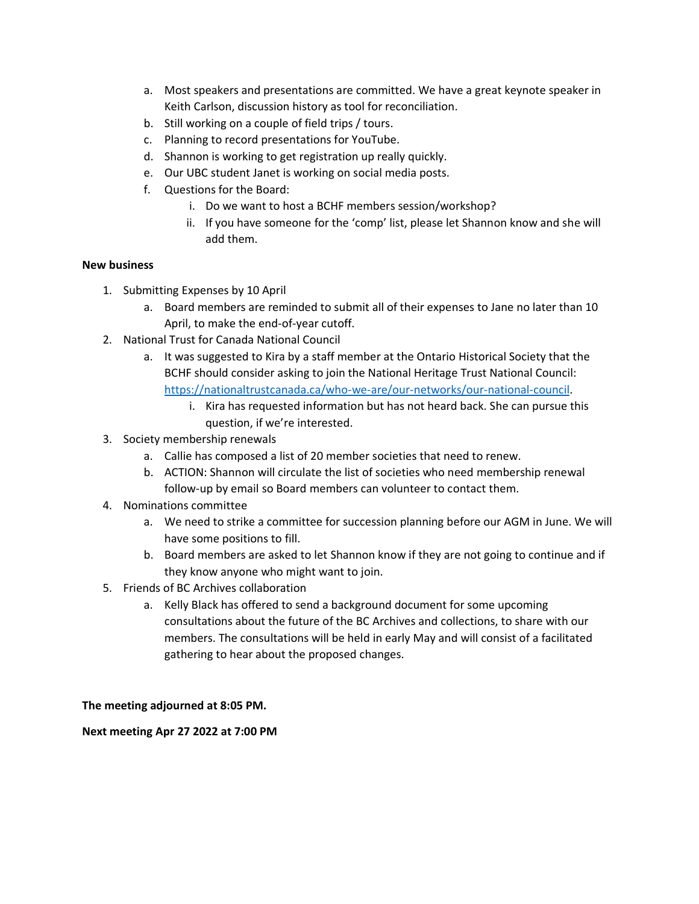a. Most speakers and presentations are committed. We have a great keynote speaker in Keith Carlson, discussion history as tool for reconciliation.
   b. Still working on a couple of field trips / tours.
   c. Planning to record presentations for YouTube.
   d. Shannon is working to get registration up really quickly.
   e. Our UBC student Janet is working on social media posts.
   f. Questions for the Board:
      i. Do we want to host a BCHF members session/workshop?
      ii. If you have someone for the 'comp' list, please let Shannon know and she will add them.

**New business**

1. Submitting Expenses by 10 April
   a. Board members are reminded to submit all of their expenses to Jane no later than 10 April, to make the end-of-year cutoff.
2. National Trust for Canada National Council
   a. It was suggested to Kira by a staff member at the Ontario Historical Society that the BCHF should consider asking to join the National Heritage Trust National Council: https://nationaltrustcanada.ca/who-we-are/our-networks/our-national-council.
      i. Kira has requested information but has not heard back. She can pursue this question, if we're interested.
3. Society membership renewals
   a. Callie has composed a list of 20 member societies that need to renew.
   b. ACTION: Shannon will circulate the list of societies who need membership renewal follow-up by email so Board members can volunteer to contact them.
4. Nominations committee
   a. We need to strike a committee for succession planning before our AGM in June. We will have some positions to fill.
   b. Board members are asked to let Shannon know if they are not going to continue and if they know anyone who might want to join.
5. Friends of BC Archives collaboration
   a. Kelly Black has offered to send a background document for some upcoming consultations about the future of the BC Archives and collections, to share with our members. The consultations will be held in early May and will consist of a facilitated gathering to hear about the proposed changes.

**The meeting adjourned at 8:05 PM.**

**Next meeting Apr 27 2022 at 7:00 PM**